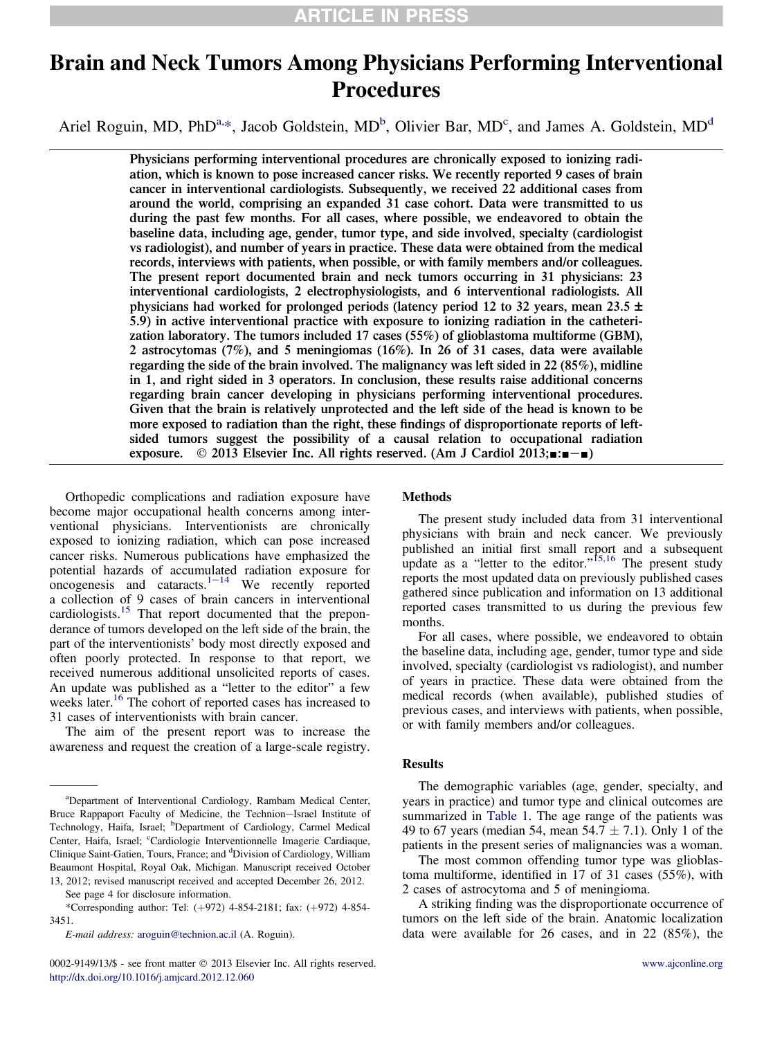# Brain and Neck Tumors Among Physicians Performing Interventional Procedures

Ariel Roguin, MD, PhD[a,*], Jacob Goldstein, MD[b], Olivier Bar, MD[c], and James A. Goldstein, MD[d]

**Physicians performing interventional procedures are chronically exposed to ionizing radiation, which is known to pose increased cancer risks. We recently reported 9 cases of brain cancer in interventional cardiologists. Subsequently, we received 22 additional cases from around the world, comprising an expanded 31 case cohort. Data were transmitted to us during the past few months. For all cases, where possible, we endeavored to obtain the baseline data, including age, gender, tumor type, and side involved, specialty (cardiologist vs radiologist), and number of years in practice. These data were obtained from the medical records, interviews with patients, when possible, or with family members and/or colleagues. The present report documented brain and neck tumors occurring in 31 physicians: 23 interventional cardiologists, 2 electrophysiologists, and 6 interventional radiologists. All physicians had worked for prolonged periods (latency period 12 to 32 years, mean 23.5 ± 5.9) in active interventional practice with exposure to ionizing radiation in the catheterization laboratory. The tumors included 17 cases (55%) of glioblastoma multiforme (GBM), 2 astrocytomas (7%), and 5 meningiomas (16%). In 26 of 31 cases, data were available regarding the side of the brain involved. The malignancy was left sided in 22 (85%), midline in 1, and right sided in 3 operators. In conclusion, these results raise additional concerns regarding brain cancer developing in physicians performing interventional procedures. Given that the brain is relatively unprotected and the left side of the head is known to be more exposed to radiation than the right, these findings of disproportionate reports of left-sided tumors suggest the possibility of a causal relation to occupational radiation exposure. © 2013 Elsevier Inc. All rights reserved. (Am J Cardiol 2013;■:■−■)**

Orthopedic complications and radiation exposure have become major occupational health concerns among interventional physicians. Interventionists are chronically exposed to ionizing radiation, which can pose increased cancer risks. Numerous publications have emphasized the potential hazards of accumulated radiation exposure for oncogenesis and cataracts.[1−14] We recently reported a collection of 9 cases of brain cancers in interventional cardiologists.[15] That report documented that the preponderance of tumors developed on the left side of the brain, the part of the interventionists' body most directly exposed and often poorly protected. In response to that report, we received numerous additional unsolicited reports of cases. An update was published as a "letter to the editor" a few weeks later.[16] The cohort of reported cases has increased to 31 cases of interventionists with brain cancer.

The aim of the present report was to increase the awareness and request the creation of a large-scale registry.

## Methods

The present study included data from 31 interventional physicians with brain and neck cancer. We previously published an initial first small report and a subsequent update as a "letter to the editor."[15,16] The present study reports the most updated data on previously published cases gathered since publication and information on 13 additional reported cases transmitted to us during the previous few months.

For all cases, where possible, we endeavored to obtain the baseline data, including age, gender, tumor type and side involved, specialty (cardiologist vs radiologist), and number of years in practice. These data were obtained from the medical records (when available), published studies of previous cases, and interviews with patients, when possible, or with family members and/or colleagues.

## Results

The demographic variables (age, gender, specialty, and years in practice) and tumor type and clinical outcomes are summarized in Table 1. The age range of the patients was 49 to 67 years (median 54, mean 54.7 ± 7.1). Only 1 of the patients in the present series of malignancies was a woman.

The most common offending tumor type was glioblastoma multiforme, identified in 17 of 31 cases (55%), with 2 cases of astrocytoma and 5 of meningioma.

A striking finding was the disproportionate occurrence of tumors on the left side of the brain. Anatomic localization data were available for 26 cases, and in 22 (85%), the

---

[a]Department of Interventional Cardiology, Rambam Medical Center, Bruce Rappaport Faculty of Medicine, the Technion−Israel Institute of Technology, Haifa, Israel; [b]Department of Cardiology, Carmel Medical Center, Haifa, Israel; [c]Cardiologie Interventionnelle Imagerie Cardiaque, Clinique Saint-Gatien, Tours, France; and [d]Division of Cardiology, William Beaumont Hospital, Royal Oak, Michigan. Manuscript received October 13, 2012; revised manuscript received and accepted December 26, 2012.

See page 4 for disclosure information.

*Corresponding author: Tel: (+972) 4-854-2181; fax: (+972) 4-854-3451.

*E-mail address:* aroguin@technion.ac.il (A. Roguin).

0002-9149/13/$ - see front matter © 2013 Elsevier Inc. All rights reserved.
http://dx.doi.org/10.1016/j.amjcard.2012.12.060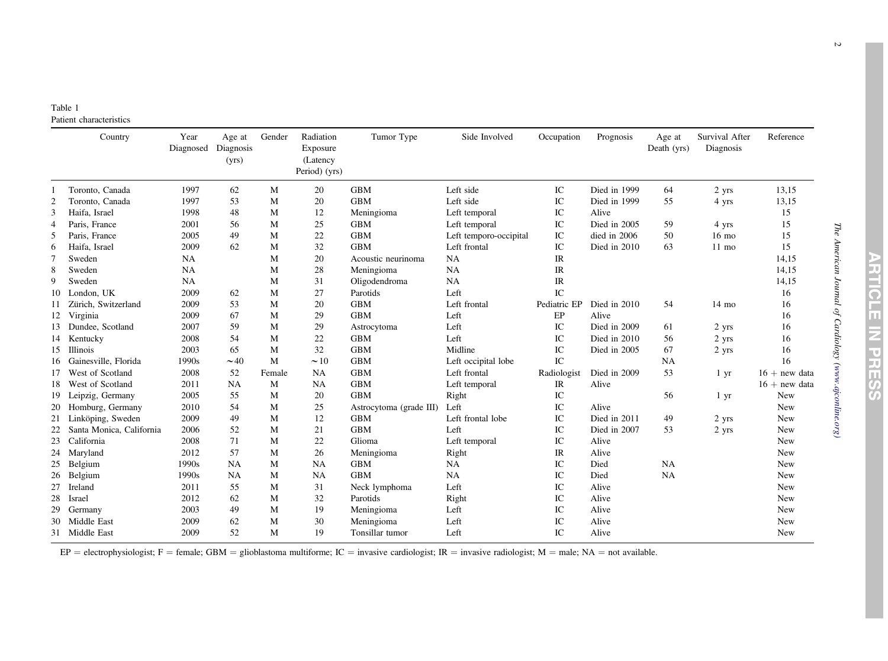Table 1
Patient characteristics

| | Country | Year Diagnosed | Age at Diagnosis (yrs) | Gender | Radiation Exposure (Latency Period) (yrs) | Tumor Type | Side Involved | Occupation | Prognosis | Age at Death (yrs) | Survival After Diagnosis | Reference |
|---|---|---|---|---|---|---|---|---|---|---|---|---|
| 1 | Toronto, Canada | 1997 | 62 | M | 20 | GBM | Left side | IC | Died in 1999 | 64 | 2 yrs | 13,15 |
| 2 | Toronto, Canada | 1997 | 53 | M | 20 | GBM | Left side | IC | Died in 1999 | 55 | 4 yrs | 13,15 |
| 3 | Haifa, Israel | 1998 | 48 | M | 12 | Meningioma | Left temporal | IC | Alive | | | 15 |
| 4 | Paris, France | 2001 | 56 | M | 25 | GBM | Left temporal | IC | Died in 2005 | 59 | 4 yrs | 15 |
| 5 | Paris, France | 2005 | 49 | M | 22 | GBM | Left temporo-occipital | IC | died in 2006 | 50 | 16 mo | 15 |
| 6 | Haifa, Israel | 2009 | 62 | M | 32 | GBM | Left frontal | IC | Died in 2010 | 63 | 11 mo | 15 |
| 7 | Sweden | NA | | M | 20 | Acoustic neurinoma | NA | IR | | | | 14,15 |
| 8 | Sweden | NA | | M | 28 | Meningioma | NA | IR | | | | 14,15 |
| 9 | Sweden | NA | | M | 31 | Oligodendroma | NA | IR | | | | 14,15 |
| 10 | London, UK | 2009 | 62 | M | 27 | Parotids | Left | IC | | | | 16 |
| 11 | Zürich, Switzerland | 2009 | 53 | M | 20 | GBM | Left frontal | Pediatric EP | Died in 2010 | 54 | 14 mo | 16 |
| 12 | Virginia | 2009 | 67 | M | 29 | GBM | Left | EP | Alive | | | 16 |
| 13 | Dundee, Scotland | 2007 | 59 | M | 29 | Astrocytoma | Left | IC | Died in 2009 | 61 | 2 yrs | 16 |
| 14 | Kentucky | 2008 | 54 | M | 22 | GBM | Left | IC | Died in 2010 | 56 | 2 yrs | 16 |
| 15 | Illinois | 2003 | 65 | M | 32 | GBM | Midline | IC | Died in 2005 | 67 | 2 yrs | 16 |
| 16 | Gainesville, Florida | 1990s | ~40 | M | ~10 | GBM | Left occipital lobe | IC | | NA | | 16 |
| 17 | West of Scotland | 2008 | 52 | Female | NA | GBM | Left frontal | Radiologist | Died in 2009 | 53 | 1 yr | 16 + new data |
| 18 | West of Scotland | 2011 | NA | M | NA | GBM | Left temporal | IR | Alive | | | 16 + new data |
| 19 | Leipzig, Germany | 2005 | 55 | M | 20 | GBM | Right | IC | | 56 | 1 yr | New |
| 20 | Homburg, Germany | 2010 | 54 | M | 25 | Astrocytoma (grade III) | Left | IC | Alive | | | New |
| 21 | Linköping, Sweden | 2009 | 49 | M | 12 | GBM | Left frontal lobe | IC | Died in 2011 | 49 | 2 yrs | New |
| 22 | Santa Monica, California | 2006 | 52 | M | 21 | GBM | Left | IC | Died in 2007 | 53 | 2 yrs | New |
| 23 | California | 2008 | 71 | M | 22 | Glioma | Left temporal | IC | Alive | | | New |
| 24 | Maryland | 2012 | 57 | M | 26 | Meningioma | Right | IR | Alive | | | New |
| 25 | Belgium | 1990s | NA | M | NA | GBM | NA | IC | Died | NA | | New |
| 26 | Belgium | 1990s | NA | M | NA | GBM | NA | IC | Died | NA | | New |
| 27 | Ireland | 2011 | 55 | M | 31 | Neck lymphoma | Left | IC | Alive | | | New |
| 28 | Israel | 2012 | 62 | M | 32 | Parotids | Right | IC | Alive | | | New |
| 29 | Germany | 2003 | 49 | M | 19 | Meningioma | Left | IC | Alive | | | New |
| 30 | Middle East | 2009 | 62 | M | 30 | Meningioma | Left | IC | Alive | | | New |
| 31 | Middle East | 2009 | 52 | M | 19 | Tonsillar tumor | Left | IC | Alive | | | New |

EP = electrophysiologist; F = female; GBM = glioblastoma multiforme; IC = invasive cardiologist; IR = invasive radiologist; M = male; NA = not available.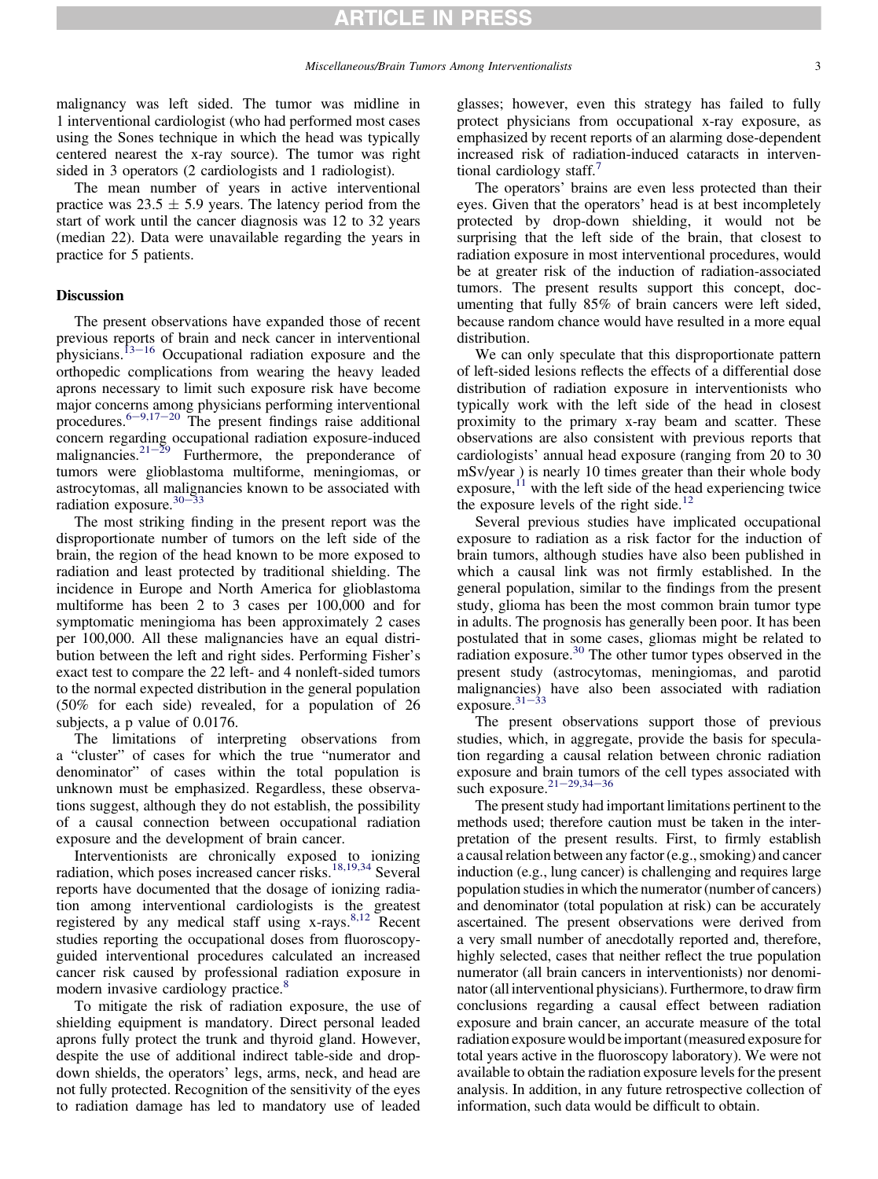malignancy was left sided. The tumor was midline in 1 interventional cardiologist (who had performed most cases using the Sones technique in which the head was typically centered nearest the x-ray source). The tumor was right sided in 3 operators (2 cardiologists and 1 radiologist).

The mean number of years in active interventional practice was 23.5 ± 5.9 years. The latency period from the start of work until the cancer diagnosis was 12 to 32 years (median 22). Data were unavailable regarding the years in practice for 5 patients.

## Discussion

The present observations have expanded those of recent previous reports of brain and neck cancer in interventional physicians.[13–16] Occupational radiation exposure and the orthopedic complications from wearing the heavy leaded aprons necessary to limit such exposure risk have become major concerns among physicians performing interventional procedures.[6–9,17–20] The present findings raise additional concern regarding occupational radiation exposure-induced malignancies.[21–29] Furthermore, the preponderance of tumors were glioblastoma multiforme, meningiomas, or astrocytomas, all malignancies known to be associated with radiation exposure.[30–33]

The most striking finding in the present report was the disproportionate number of tumors on the left side of the brain, the region of the head known to be more exposed to radiation and least protected by traditional shielding. The incidence in Europe and North America for glioblastoma multiforme has been 2 to 3 cases per 100,000 and for symptomatic meningioma has been approximately 2 cases per 100,000. All these malignancies have an equal distribution between the left and right sides. Performing Fisher's exact test to compare the 22 left- and 4 nonleft-sided tumors to the normal expected distribution in the general population (50% for each side) revealed, for a population of 26 subjects, a p value of 0.0176.

The limitations of interpreting observations from a "cluster" of cases for which the true "numerator and denominator" of cases within the total population is unknown must be emphasized. Regardless, these observations suggest, although they do not establish, the possibility of a causal connection between occupational radiation exposure and the development of brain cancer.

Interventionists are chronically exposed to ionizing radiation, which poses increased cancer risks.[18,19,34] Several reports have documented that the dosage of ionizing radiation among interventional cardiologists is the greatest registered by any medical staff using x-rays.[8,12] Recent studies reporting the occupational doses from fluoroscopy-guided interventional procedures calculated an increased cancer risk caused by professional radiation exposure in modern invasive cardiology practice.[8]

To mitigate the risk of radiation exposure, the use of shielding equipment is mandatory. Direct personal leaded aprons fully protect the trunk and thyroid gland. However, despite the use of additional indirect table-side and drop-down shields, the operators' legs, arms, neck, and head are not fully protected. Recognition of the sensitivity of the eyes to radiation damage has led to mandatory use of leaded glasses; however, even this strategy has failed to fully protect physicians from occupational x-ray exposure, as emphasized by recent reports of an alarming dose-dependent increased risk of radiation-induced cataracts in interventional cardiology staff.[7]

The operators' brains are even less protected than their eyes. Given that the operators' head is at best incompletely protected by drop-down shielding, it would not be surprising that the left side of the brain, that closest to radiation exposure in most interventional procedures, would be at greater risk of the induction of radiation-associated tumors. The present results support this concept, documenting that fully 85% of brain cancers were left sided, because random chance would have resulted in a more equal distribution.

We can only speculate that this disproportionate pattern of left-sided lesions reflects the effects of a differential dose distribution of radiation exposure in interventionists who typically work with the left side of the head in closest proximity to the primary x-ray beam and scatter. These observations are also consistent with previous reports that cardiologists' annual head exposure (ranging from 20 to 30 mSv/year ) is nearly 10 times greater than their whole body exposure,[11] with the left side of the head experiencing twice the exposure levels of the right side.[12]

Several previous studies have implicated occupational exposure to radiation as a risk factor for the induction of brain tumors, although studies have also been published in which a causal link was not firmly established. In the general population, similar to the findings from the present study, glioma has been the most common brain tumor type in adults. The prognosis has generally been poor. It has been postulated that in some cases, gliomas might be related to radiation exposure.[30] The other tumor types observed in the present study (astrocytomas, meningiomas, and parotid malignancies) have also been associated with radiation exposure.[31–33]

The present observations support those of previous studies, which, in aggregate, provide the basis for speculation regarding a causal relation between chronic radiation exposure and brain tumors of the cell types associated with such exposure.[21–29,34–36]

The present study had important limitations pertinent to the methods used; therefore caution must be taken in the interpretation of the present results. First, to firmly establish a causal relation between any factor (e.g., smoking) and cancer induction (e.g., lung cancer) is challenging and requires large population studies in which the numerator (number of cancers) and denominator (total population at risk) can be accurately ascertained. The present observations were derived from a very small number of anecdotally reported and, therefore, highly selected, cases that neither reflect the true population numerator (all brain cancers in interventionists) nor denominator (all interventional physicians). Furthermore, to draw firm conclusions regarding a causal effect between radiation exposure and brain cancer, an accurate measure of the total radiation exposure would be important (measured exposure for total years active in the fluoroscopy laboratory). We were not available to obtain the radiation exposure levels for the present analysis. In addition, in any future retrospective collection of information, such data would be difficult to obtain.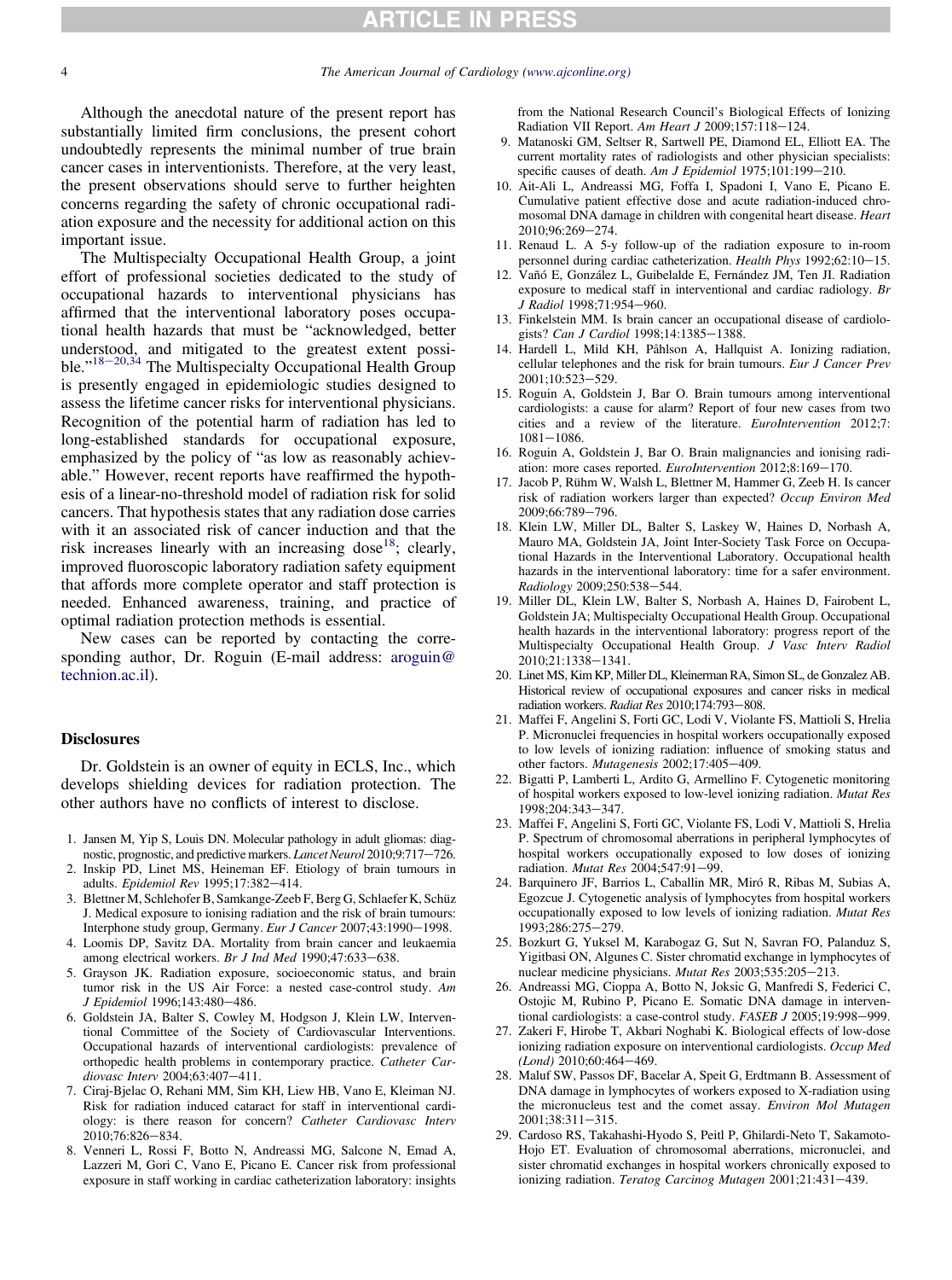Although the anecdotal nature of the present report has substantially limited firm conclusions, the present cohort undoubtedly represents the minimal number of true brain cancer cases in interventionists. Therefore, at the very least, the present observations should serve to further heighten concerns regarding the safety of chronic occupational radiation exposure and the necessity for additional action on this important issue.

The Multispecialty Occupational Health Group, a joint effort of professional societies dedicated to the study of occupational hazards to interventional physicians has affirmed that the interventional laboratory poses occupational health hazards that must be "acknowledged, better understood, and mitigated to the greatest extent possible."[18–20,34] The Multispecialty Occupational Health Group is presently engaged in epidemiologic studies designed to assess the lifetime cancer risks for interventional physicians. Recognition of the potential harm of radiation has led to long-established standards for occupational exposure, emphasized by the policy of "as low as reasonably achievable." However, recent reports have reaffirmed the hypothesis of a linear-no-threshold model of radiation risk for solid cancers. That hypothesis states that any radiation dose carries with it an associated risk of cancer induction and that the risk increases linearly with an increasing dose[18]; clearly, improved fluoroscopic laboratory radiation safety equipment that affords more complete operator and staff protection is needed. Enhanced awareness, training, and practice of optimal radiation protection methods is essential.

New cases can be reported by contacting the corresponding author, Dr. Roguin (E-mail address: aroguin@technion.ac.il).

## Disclosures

Dr. Goldstein is an owner of equity in ECLS, Inc., which develops shielding devices for radiation protection. The other authors have no conflicts of interest to disclose.

1. Jansen M, Yip S, Louis DN. Molecular pathology in adult gliomas: diagnostic, prognostic, and predictive markers. *Lancet Neurol* 2010;9:717–726.
2. Inskip PD, Linet MS, Heineman EF. Etiology of brain tumours in adults. *Epidemiol Rev* 1995;17:382–414.
3. Blettner M, Schlehofer B, Samkange-Zeeb F, Berg G, Schlaefer K, Schüz J. Medical exposure to ionising radiation and the risk of brain tumours: Interphone study group, Germany. *Eur J Cancer* 2007;43:1990–1998.
4. Loomis DP, Savitz DA. Mortality from brain cancer and leukaemia among electrical workers. *Br J Ind Med* 1990;47:633–638.
5. Grayson JK. Radiation exposure, socioeconomic status, and brain tumor risk in the US Air Force: a nested case-control study. *Am J Epidemiol* 1996;143:480–486.
6. Goldstein JA, Balter S, Cowley M, Hodgson J, Klein LW, Interventional Committee of the Society of Cardiovascular Interventions. Occupational hazards of interventional cardiologists: prevalence of orthopedic health problems in contemporary practice. *Catheter Cardiovasc Interv* 2004;63:407–411.
7. Ciraj-Bjelac O, Rehani MM, Sim KH, Liew HB, Vano E, Kleiman NJ. Risk for radiation induced cataract for staff in interventional cardiology: is there reason for concern? *Catheter Cardiovasc Interv* 2010;76:826–834.
8. Venneri L, Rossi F, Botto N, Andreassi MG, Salcone N, Emad A, Lazzeri M, Gori C, Vano E, Picano E. Cancer risk from professional exposure in staff working in cardiac catheterization laboratory: insights from the National Research Council's Biological Effects of Ionizing Radiation VII Report. *Am Heart J* 2009;157:118–124.
9. Matanoski GM, Seltser R, Sartwell PE, Diamond EL, Elliott EA. The current mortality rates of radiologists and other physician specialists: specific causes of death. *Am J Epidemiol* 1975;101:199–210.
10. Ait-Ali L, Andreassi MG, Foffa I, Spadoni I, Vano E, Picano E. Cumulative patient effective dose and acute radiation-induced chromosomal DNA damage in children with congenital heart disease. *Heart* 2010;96:269–274.
11. Renaud L. A 5-y follow-up of the radiation exposure to in-room personnel during cardiac catheterization. *Health Phys* 1992;62:10–15.
12. Vaño E, González L, Guibelalde E, Fernández JM, Ten JI. Radiation exposure to medical staff in interventional and cardiac radiology. *Br J Radiol* 1998;71:954–960.
13. Finkelstein MM. Is brain cancer an occupational disease of cardiologists? *Can J Cardiol* 1998;14:1385–1388.
14. Hardell L, Mild KH, Påhlson A, Hallquist A. Ionizing radiation, cellular telephones and the risk for brain tumours. *Eur J Cancer Prev* 2001;10:523–529.
15. Roguin A, Goldstein J, Bar O. Brain tumours among interventional cardiologists: a cause for alarm? Report of four new cases from two cities and a review of the literature. *EuroIntervention* 2012;7:1081–1086.
16. Roguin A, Goldstein J, Bar O. Brain malignancies and ionising radiation: more cases reported. *EuroIntervention* 2012;8:169–170.
17. Jacob P, Rühm W, Walsh L, Blettner M, Hammer G, Zeeb H. Is cancer risk of radiation workers larger than expected? *Occup Environ Med* 2009;66:789–796.
18. Klein LW, Miller DL, Balter S, Laskey W, Haines D, Norbash A, Mauro MA, Goldstein JA, Joint Inter-Society Task Force on Occupational Hazards in the Interventional Laboratory. Occupational health hazards in the interventional laboratory: time for a safer environment. *Radiology* 2009;250:538–544.
19. Miller DL, Klein LW, Balter S, Norbash A, Haines D, Fairobent L, Goldstein JA; Multispecialty Occupational Health Group. Occupational health hazards in the interventional laboratory: progress report of the Multispecialty Occupational Health Group. *J Vasc Interv Radiol* 2010;21:1338–1341.
20. Linet MS, Kim KP, Miller DL, Kleinerman RA, Simon SL, de Gonzalez AB. Historical review of occupational exposures and cancer risks in medical radiation workers. *Radiat Res* 2010;174:793–808.
21. Maffei F, Angelini S, Forti GC, Lodi V, Violante FS, Mattioli S, Hrelia P. Micronuclei frequencies in hospital workers occupationally exposed to low levels of ionizing radiation: influence of smoking status and other factors. *Mutagenesis* 2002;17:405–409.
22. Bigatti P, Lamberti L, Ardito G, Armellino F. Cytogenetic monitoring of hospital workers exposed to low-level ionizing radiation. *Mutat Res* 1998;204:343–347.
23. Maffei F, Angelini S, Forti GC, Violante FS, Lodi V, Mattioli S, Hrelia P. Spectrum of chromosomal aberrations in peripheral lymphocytes of hospital workers occupationally exposed to low doses of ionizing radiation. *Mutat Res* 2004;547:91–99.
24. Barquinero JF, Barrios L, Caballin MR, Miró R, Ribas M, Subias A, Egozcue J. Cytogenetic analysis of lymphocytes from hospital workers occupationally exposed to low levels of ionizing radiation. *Mutat Res* 1993;286:275–279.
25. Bozkurt G, Yuksel M, Karabogaz G, Sut N, Savran FO, Palanduz S, Yigitbasi ON, Algunes C. Sister chromatid exchange in lymphocytes of nuclear medicine physicians. *Mutat Res* 2003;535:205–213.
26. Andreassi MG, Cioppa A, Botto N, Joksic G, Manfredi S, Federici C, Ostojic M, Rubino P, Picano E. Somatic DNA damage in interventional cardiologists: a case-control study. *FASEB J* 2005;19:998–999.
27. Zakeri F, Hirobe T, Akbari Noghabi K. Biological effects of low-dose ionizing radiation exposure on interventional cardiologists. *Occup Med (Lond)* 2010;60:464–469.
28. Maluf SW, Passos DF, Bacelar A, Speit G, Erdtmann B. Assessment of DNA damage in lymphocytes of workers exposed to X-radiation using the micronucleus test and the comet assay. *Environ Mol Mutagen* 2001;38:311–315.
29. Cardoso RS, Takahashi-Hyodo S, Peitl P, Ghilardi-Neto T, Sakamoto-Hojo ET. Evaluation of chromosomal aberrations, micronuclei, and sister chromatid exchanges in hospital workers chronically exposed to ionizing radiation. *Teratog Carcinog Mutagen* 2001;21:431–439.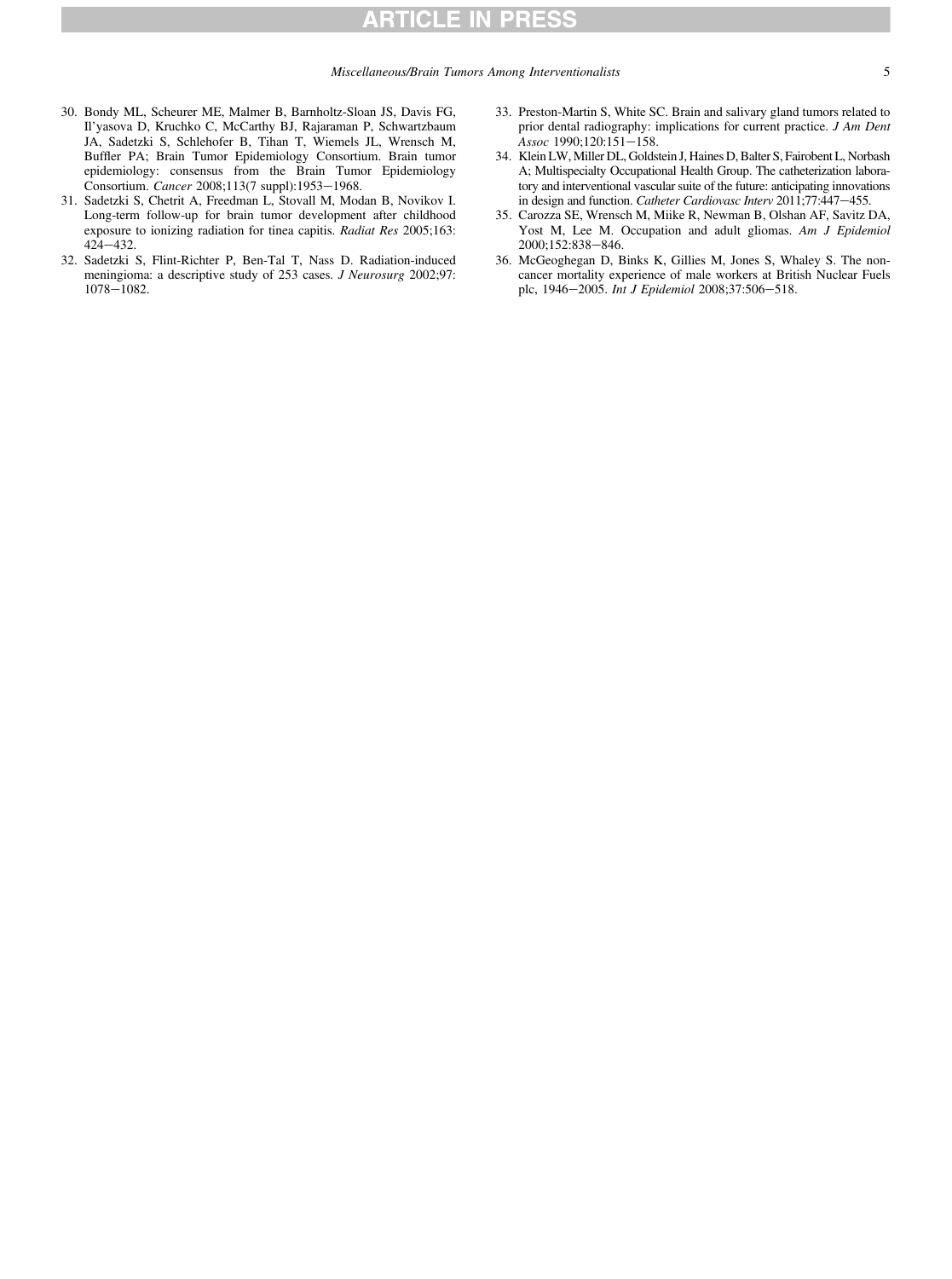30. Bondy ML, Scheurer ME, Malmer B, Barnholtz-Sloan JS, Davis FG, Il'yasova D, Kruchko C, McCarthy BJ, Rajaraman P, Schwartzbaum JA, Sadetzki S, Schlehofer B, Tihan T, Wiemels JL, Wrensch M, Buffler PA; Brain Tumor Epidemiology Consortium. Brain tumor epidemiology: consensus from the Brain Tumor Epidemiology Consortium. *Cancer* 2008;113(7 suppl):1953–1968.
31. Sadetzki S, Chetrit A, Freedman L, Stovall M, Modan B, Novikov I. Long-term follow-up for brain tumor development after childhood exposure to ionizing radiation for tinea capitis. *Radiat Res* 2005;163: 424–432.
32. Sadetzki S, Flint-Richter P, Ben-Tal T, Nass D. Radiation-induced meningioma: a descriptive study of 253 cases. *J Neurosurg* 2002;97: 1078–1082.
33. Preston-Martin S, White SC. Brain and salivary gland tumors related to prior dental radiography: implications for current practice. *J Am Dent Assoc* 1990;120:151–158.
34. Klein LW, Miller DL, Goldstein J, Haines D, Balter S, Fairobent L, Norbash A; Multispecialty Occupational Health Group. The catheterization laboratory and interventional vascular suite of the future: anticipating innovations in design and function. *Catheter Cardiovasc Interv* 2011;77:447–455.
35. Carozza SE, Wrensch M, Miike R, Newman B, Olshan AF, Savitz DA, Yost M, Lee M. Occupation and adult gliomas. *Am J Epidemiol* 2000;152:838–846.
36. McGeoghegan D, Binks K, Gillies M, Jones S, Whaley S. The non-cancer mortality experience of male workers at British Nuclear Fuels plc, 1946–2005. *Int J Epidemiol* 2008;37:506–518.